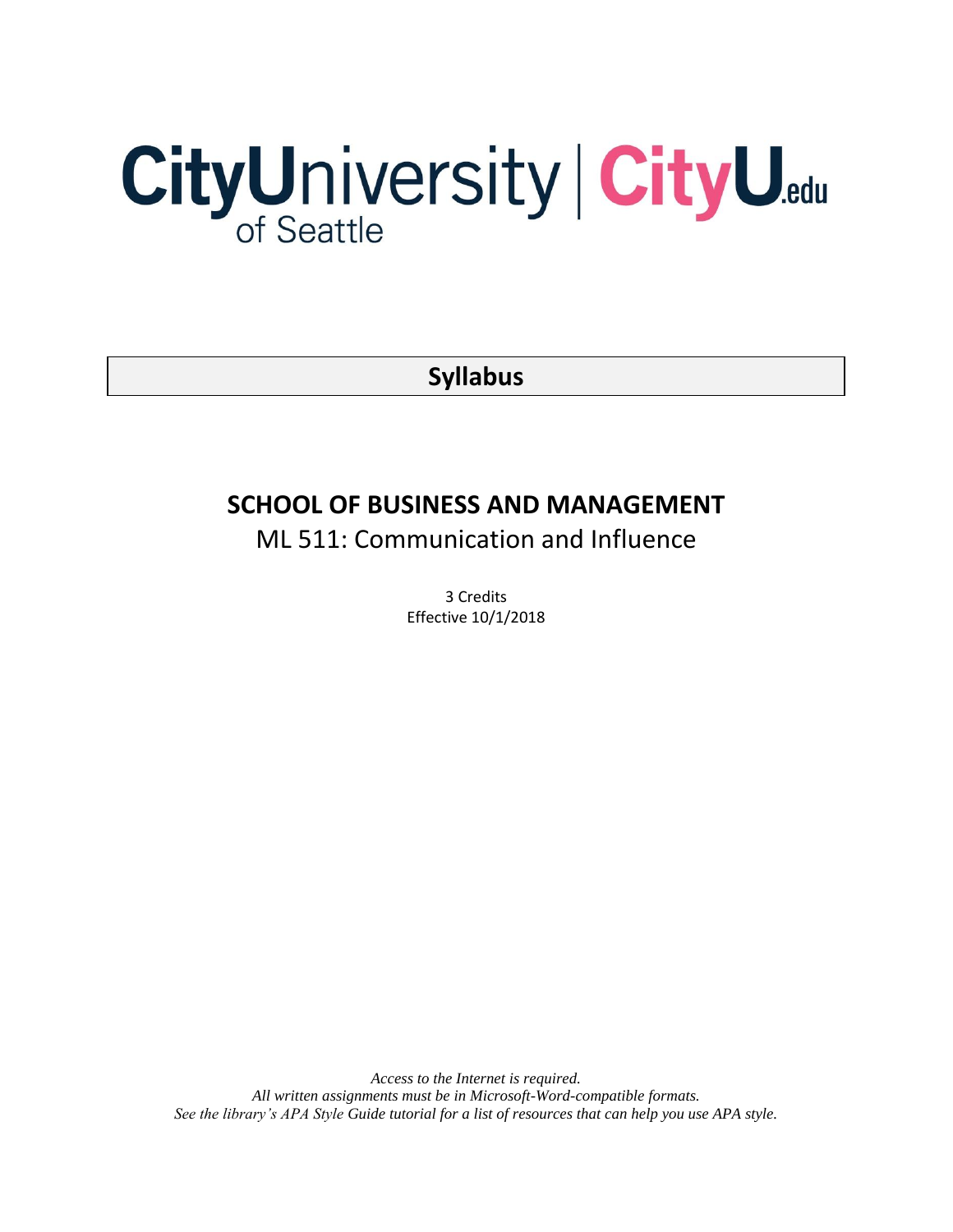CityUniversity of Seattle | CityU.edu

# Syllabus

## SCHOOL OF BUSINESS AND MANAGEMENT

ML 511: Communication and Influence

3 Credits
Effective 10/1/2018

*Access to the Internet is required.*
*All written assignments must be in Microsoft-Word-compatible formats.*
*See the library's APA Style Guide tutorial for a list of resources that can help you use APA style.*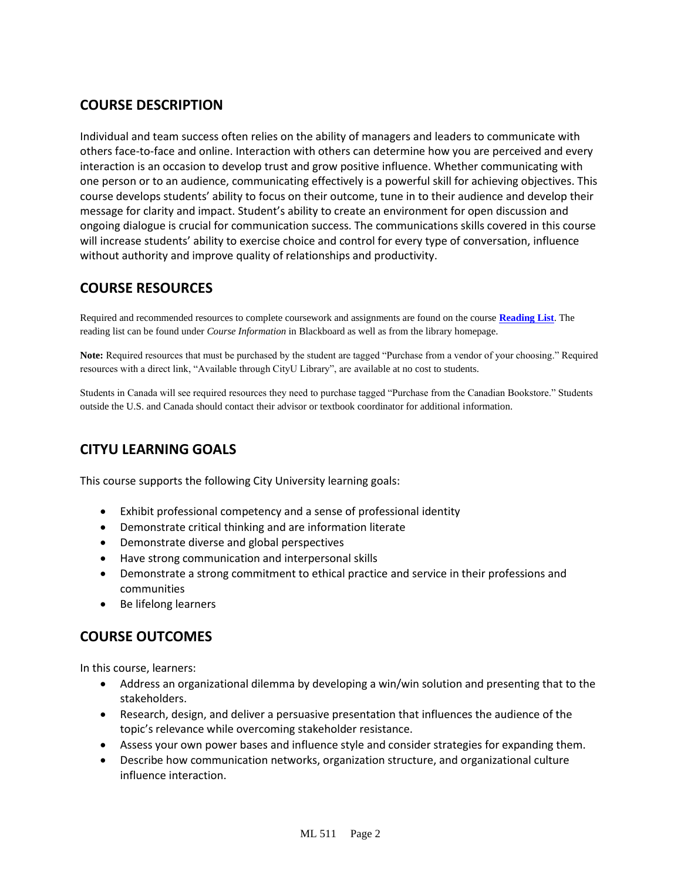## COURSE DESCRIPTION

Individual and team success often relies on the ability of managers and leaders to communicate with others face-to-face and online. Interaction with others can determine how you are perceived and every interaction is an occasion to develop trust and grow positive influence. Whether communicating with one person or to an audience, communicating effectively is a powerful skill for achieving objectives. This course develops students' ability to focus on their outcome, tune in to their audience and develop their message for clarity and impact. Student's ability to create an environment for open discussion and ongoing dialogue is crucial for communication success. The communications skills covered in this course will increase students' ability to exercise choice and control for every type of conversation, influence without authority and improve quality of relationships and productivity.

## COURSE RESOURCES

Required and recommended resources to complete coursework and assignments are found on the course **Reading List**. The reading list can be found under *Course Information* in Blackboard as well as from the library homepage.

**Note:** Required resources that must be purchased by the student are tagged "Purchase from a vendor of your choosing." Required resources with a direct link, "Available through CityU Library", are available at no cost to students.

Students in Canada will see required resources they need to purchase tagged "Purchase from the Canadian Bookstore." Students outside the U.S. and Canada should contact their advisor or textbook coordinator for additional information.

## CITYU LEARNING GOALS

This course supports the following City University learning goals:

- Exhibit professional competency and a sense of professional identity
- Demonstrate critical thinking and are information literate
- Demonstrate diverse and global perspectives
- Have strong communication and interpersonal skills
- Demonstrate a strong commitment to ethical practice and service in their professions and communities
- Be lifelong learners

## COURSE OUTCOMES

In this course, learners:

- Address an organizational dilemma by developing a win/win solution and presenting that to the stakeholders.
- Research, design, and deliver a persuasive presentation that influences the audience of the topic's relevance while overcoming stakeholder resistance.
- Assess your own power bases and influence style and consider strategies for expanding them.
- Describe how communication networks, organization structure, and organizational culture influence interaction.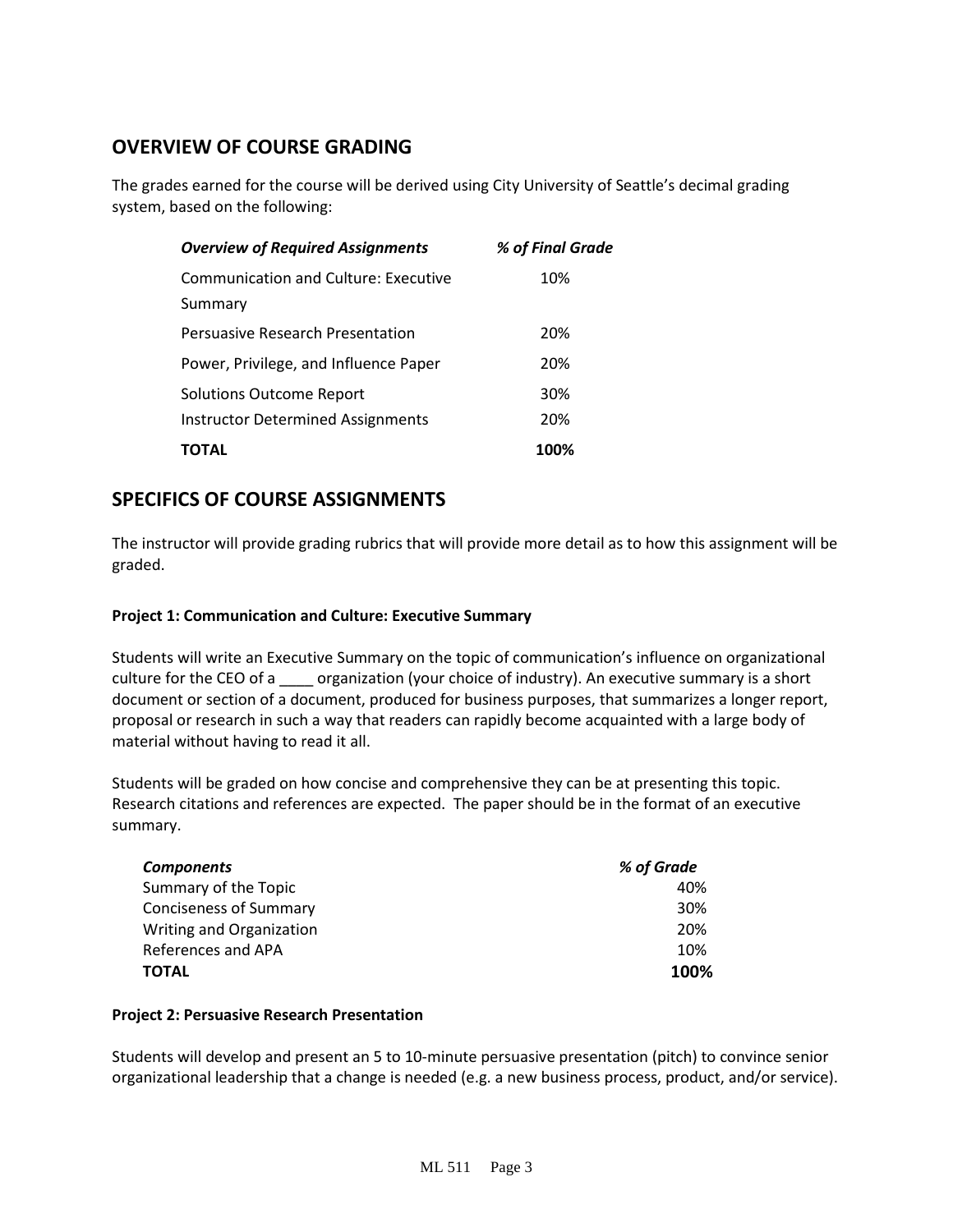## OVERVIEW OF COURSE GRADING

The grades earned for the course will be derived using City University of Seattle's decimal grading system, based on the following:

| *Overview of Required Assignments* | *% of Final Grade* |
|---|---|
| Communication and Culture: Executive Summary | 10% |
| Persuasive Research Presentation | 20% |
| Power, Privilege, and Influence Paper | 20% |
| Solutions Outcome Report | 30% |
| Instructor Determined Assignments | 20% |
| **TOTAL** | **100%** |

## SPECIFICS OF COURSE ASSIGNMENTS

The instructor will provide grading rubrics that will provide more detail as to how this assignment will be graded.

**Project 1: Communication and Culture: Executive Summary**

Students will write an Executive Summary on the topic of communication's influence on organizational culture for the CEO of a ____ organization (your choice of industry). An executive summary is a short document or section of a document, produced for business purposes, that summarizes a longer report, proposal or research in such a way that readers can rapidly become acquainted with a large body of material without having to read it all.

Students will be graded on how concise and comprehensive they can be at presenting this topic. Research citations and references are expected. The paper should be in the format of an executive summary.

| *Components* | *% of Grade* |
|---|---|
| Summary of the Topic | 40% |
| Conciseness of Summary | 30% |
| Writing and Organization | 20% |
| References and APA | 10% |
| **TOTAL** | **100%** |

**Project 2: Persuasive Research Presentation**

Students will develop and present an 5 to 10-minute persuasive presentation (pitch) to convince senior organizational leadership that a change is needed (e.g. a new business process, product, and/or service).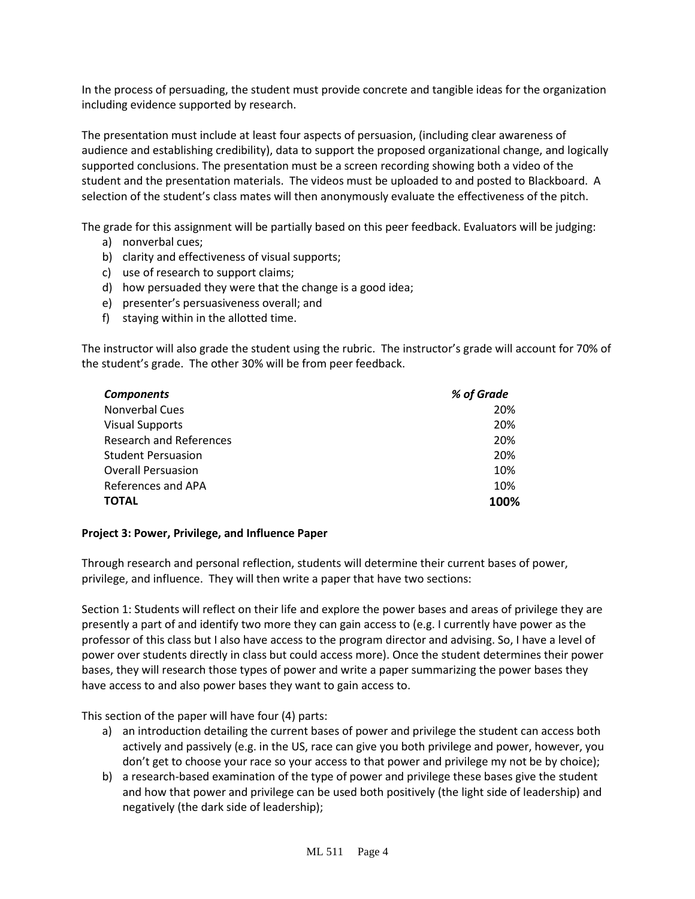In the process of persuading, the student must provide concrete and tangible ideas for the organization including evidence supported by research.

The presentation must include at least four aspects of persuasion, (including clear awareness of audience and establishing credibility), data to support the proposed organizational change, and logically supported conclusions. The presentation must be a screen recording showing both a video of the student and the presentation materials. The videos must be uploaded to and posted to Blackboard. A selection of the student's class mates will then anonymously evaluate the effectiveness of the pitch.

The grade for this assignment will be partially based on this peer feedback. Evaluators will be judging:

a) nonverbal cues;
b) clarity and effectiveness of visual supports;
c) use of research to support claims;
d) how persuaded they were that the change is a good idea;
e) presenter's persuasiveness overall; and
f) staying within in the allotted time.

The instructor will also grade the student using the rubric. The instructor's grade will account for 70% of the student's grade. The other 30% will be from peer feedback.

| ***Components*** | ***% of Grade*** |
|---|---|
| Nonverbal Cues | 20% |
| Visual Supports | 20% |
| Research and References | 20% |
| Student Persuasion | 20% |
| Overall Persuasion | 10% |
| References and APA | 10% |
| **TOTAL** | **100%** |

**Project 3: Power, Privilege, and Influence Paper**

Through research and personal reflection, students will determine their current bases of power, privilege, and influence. They will then write a paper that have two sections:

Section 1: Students will reflect on their life and explore the power bases and areas of privilege they are presently a part of and identify two more they can gain access to (e.g. I currently have power as the professor of this class but I also have access to the program director and advising. So, I have a level of power over students directly in class but could access more). Once the student determines their power bases, they will research those types of power and write a paper summarizing the power bases they have access to and also power bases they want to gain access to.

This section of the paper will have four (4) parts:

a) an introduction detailing the current bases of power and privilege the student can access both actively and passively (e.g. in the US, race can give you both privilege and power, however, you don't get to choose your race so your access to that power and privilege my not be by choice);
b) a research-based examination of the type of power and privilege these bases give the student and how that power and privilege can be used both positively (the light side of leadership) and negatively (the dark side of leadership);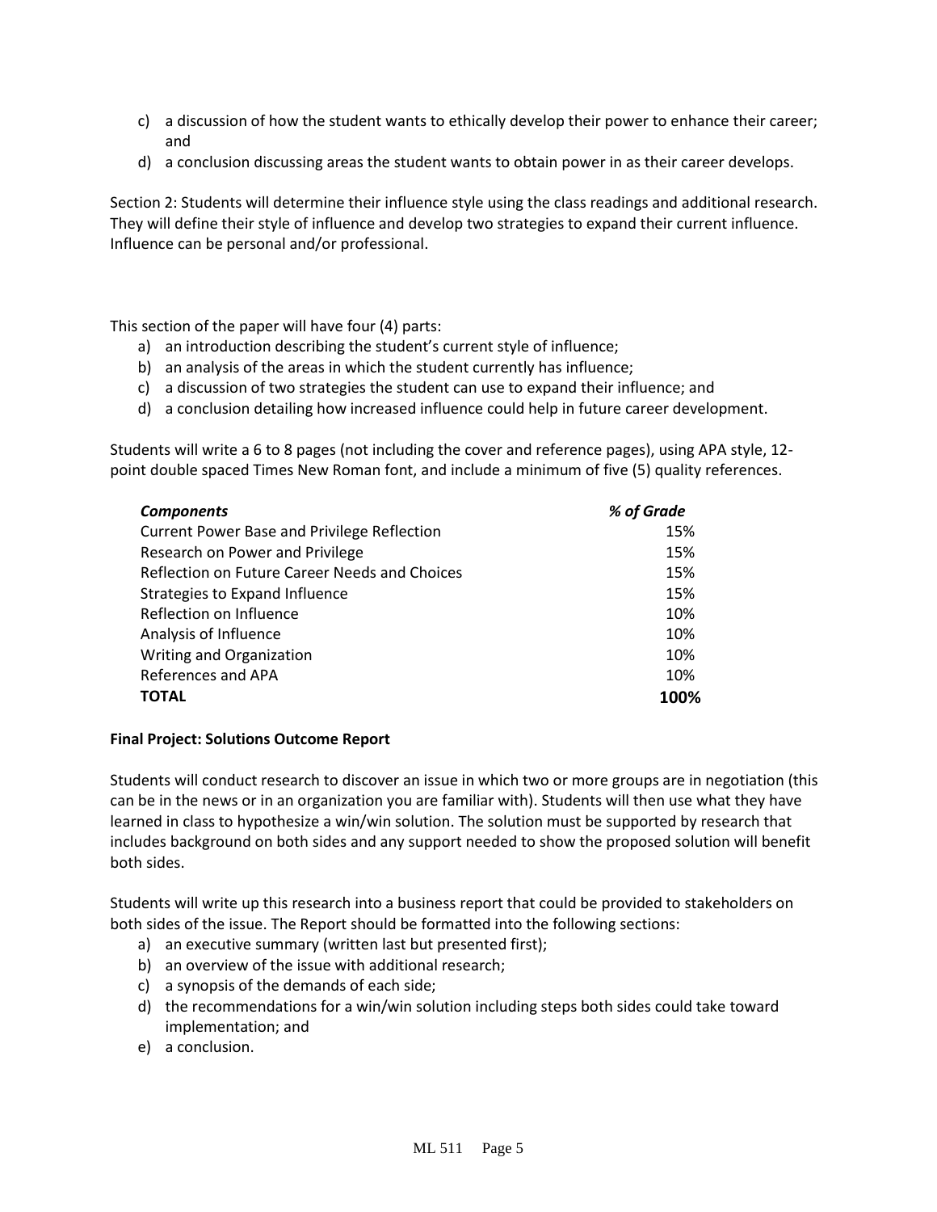c) a discussion of how the student wants to ethically develop their power to enhance their career; and
d) a conclusion discussing areas the student wants to obtain power in as their career develops.

Section 2: Students will determine their influence style using the class readings and additional research. They will define their style of influence and develop two strategies to expand their current influence. Influence can be personal and/or professional.

This section of the paper will have four (4) parts:

a) an introduction describing the student's current style of influence;
b) an analysis of the areas in which the student currently has influence;
c) a discussion of two strategies the student can use to expand their influence; and
d) a conclusion detailing how increased influence could help in future career development.

Students will write a 6 to 8 pages (not including the cover and reference pages), using APA style, 12-point double spaced Times New Roman font, and include a minimum of five (5) quality references.

| ***Components*** | ***% of Grade*** |
|---|---|
| Current Power Base and Privilege Reflection | 15% |
| Research on Power and Privilege | 15% |
| Reflection on Future Career Needs and Choices | 15% |
| Strategies to Expand Influence | 15% |
| Reflection on Influence | 10% |
| Analysis of Influence | 10% |
| Writing and Organization | 10% |
| References and APA | 10% |
| **TOTAL** | **100%** |

**Final Project: Solutions Outcome Report**

Students will conduct research to discover an issue in which two or more groups are in negotiation (this can be in the news or in an organization you are familiar with). Students will then use what they have learned in class to hypothesize a win/win solution. The solution must be supported by research that includes background on both sides and any support needed to show the proposed solution will benefit both sides.

Students will write up this research into a business report that could be provided to stakeholders on both sides of the issue. The Report should be formatted into the following sections:

a) an executive summary (written last but presented first);
b) an overview of the issue with additional research;
c) a synopsis of the demands of each side;
d) the recommendations for a win/win solution including steps both sides could take toward implementation; and
e) a conclusion.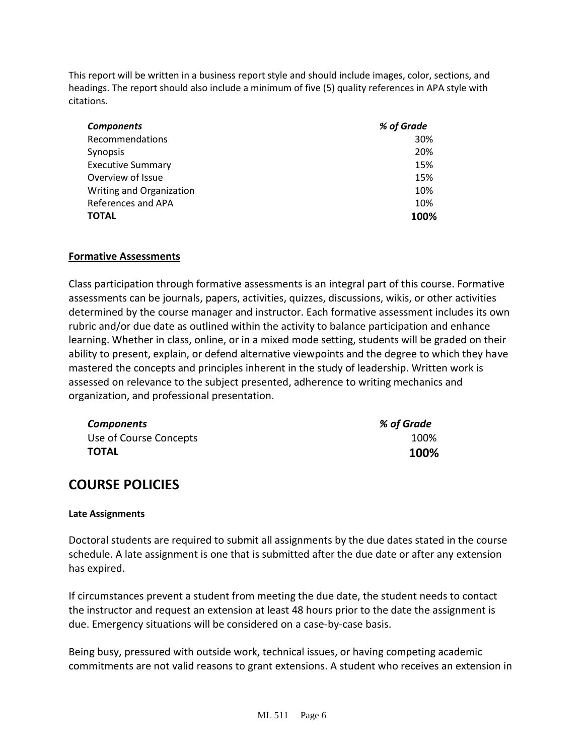This report will be written in a business report style and should include images, color, sections, and headings. The report should also include a minimum of five (5) quality references in APA style with citations.

| *Components* | *% of Grade* |
|---|---|
| Recommendations | 30% |
| Synopsis | 20% |
| Executive Summary | 15% |
| Overview of Issue | 15% |
| Writing and Organization | 10% |
| References and APA | 10% |
| **TOTAL** | **100%** |

### Formative Assessments

Class participation through formative assessments is an integral part of this course. Formative assessments can be journals, papers, activities, quizzes, discussions, wikis, or other activities determined by the course manager and instructor. Each formative assessment includes its own rubric and/or due date as outlined within the activity to balance participation and enhance learning. Whether in class, online, or in a mixed mode setting, students will be graded on their ability to present, explain, or defend alternative viewpoints and the degree to which they have mastered the concepts and principles inherent in the study of leadership. Written work is assessed on relevance to the subject presented, adherence to writing mechanics and organization, and professional presentation.

| *Components* | *% of Grade* |
|---|---|
| Use of Course Concepts | 100% |
| **TOTAL** | **100%** |

## COURSE POLICIES

#### Late Assignments

Doctoral students are required to submit all assignments by the due dates stated in the course schedule. A late assignment is one that is submitted after the due date or after any extension has expired.

If circumstances prevent a student from meeting the due date, the student needs to contact the instructor and request an extension at least 48 hours prior to the date the assignment is due. Emergency situations will be considered on a case-by-case basis.

Being busy, pressured with outside work, technical issues, or having competing academic commitments are not valid reasons to grant extensions. A student who receives an extension in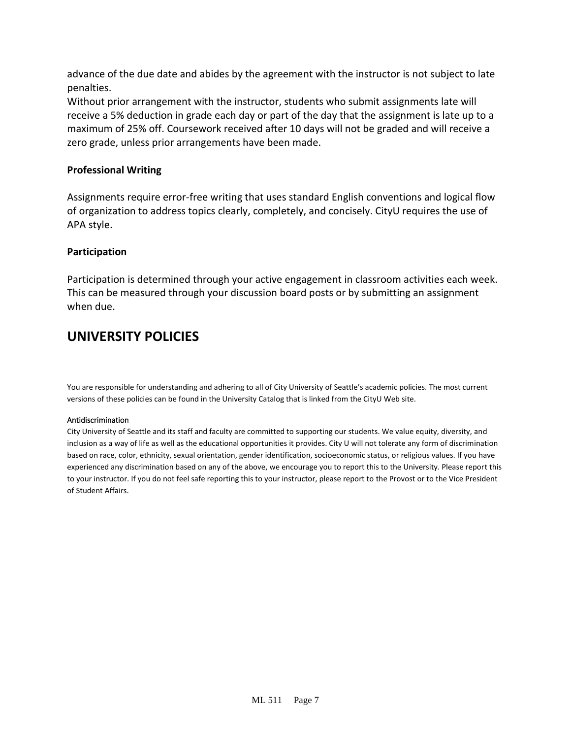advance of the due date and abides by the agreement with the instructor is not subject to late penalties.
Without prior arrangement with the instructor, students who submit assignments late will receive a 5% deduction in grade each day or part of the day that the assignment is late up to a maximum of 25% off. Coursework received after 10 days will not be graded and will receive a zero grade, unless prior arrangements have been made.

**Professional Writing**

Assignments require error-free writing that uses standard English conventions and logical flow of organization to address topics clearly, completely, and concisely. CityU requires the use of APA style.

**Participation**

Participation is determined through your active engagement in classroom activities each week. This can be measured through your discussion board posts or by submitting an assignment when due.

## UNIVERSITY POLICIES

You are responsible for understanding and adhering to all of City University of Seattle's academic policies. The most current versions of these policies can be found in the University Catalog that is linked from the CityU Web site.

Antidiscrimination

City University of Seattle and its staff and faculty are committed to supporting our students. We value equity, diversity, and inclusion as a way of life as well as the educational opportunities it provides. City U will not tolerate any form of discrimination based on race, color, ethnicity, sexual orientation, gender identification, socioeconomic status, or religious values. If you have experienced any discrimination based on any of the above, we encourage you to report this to the University. Please report this to your instructor. If you do not feel safe reporting this to your instructor, please report to the Provost or to the Vice President of Student Affairs.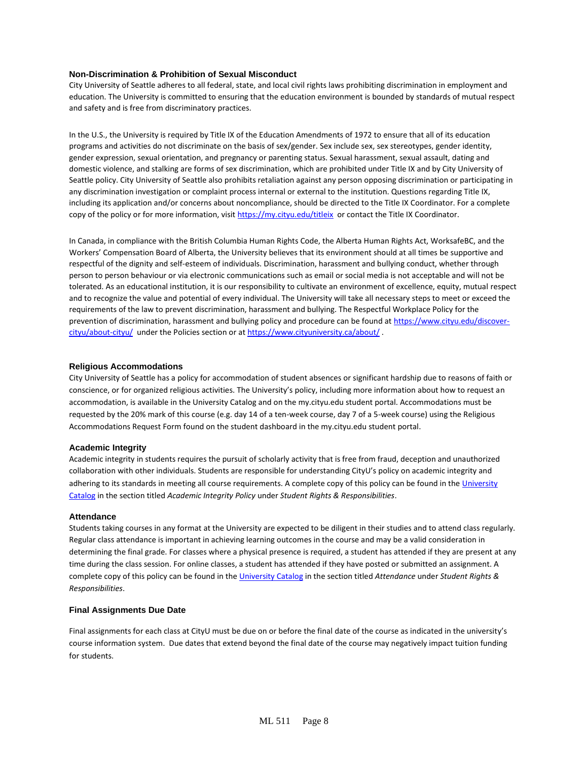### Non-Discrimination & Prohibition of Sexual Misconduct

City University of Seattle adheres to all federal, state, and local civil rights laws prohibiting discrimination in employment and education. The University is committed to ensuring that the education environment is bounded by standards of mutual respect and safety and is free from discriminatory practices.

In the U.S., the University is required by Title IX of the Education Amendments of 1972 to ensure that all of its education programs and activities do not discriminate on the basis of sex/gender. Sex include sex, sex stereotypes, gender identity, gender expression, sexual orientation, and pregnancy or parenting status. Sexual harassment, sexual assault, dating and domestic violence, and stalking are forms of sex discrimination, which are prohibited under Title IX and by City University of Seattle policy. City University of Seattle also prohibits retaliation against any person opposing discrimination or participating in any discrimination investigation or complaint process internal or external to the institution. Questions regarding Title IX, including its application and/or concerns about noncompliance, should be directed to the Title IX Coordinator. For a complete copy of the policy or for more information, visit https://my.cityu.edu/titleix or contact the Title IX Coordinator.

In Canada, in compliance with the British Columbia Human Rights Code, the Alberta Human Rights Act, WorksafeBC, and the Workers' Compensation Board of Alberta, the University believes that its environment should at all times be supportive and respectful of the dignity and self-esteem of individuals. Discrimination, harassment and bullying conduct, whether through person to person behaviour or via electronic communications such as email or social media is not acceptable and will not be tolerated. As an educational institution, it is our responsibility to cultivate an environment of excellence, equity, mutual respect and to recognize the value and potential of every individual. The University will take all necessary steps to meet or exceed the requirements of the law to prevent discrimination, harassment and bullying. The Respectful Workplace Policy for the prevention of discrimination, harassment and bullying policy and procedure can be found at https://www.cityu.edu/discover-cityu/about-cityu/ under the Policies section or at https://www.cityuniversity.ca/about/ .

### Religious Accommodations

City University of Seattle has a policy for accommodation of student absences or significant hardship due to reasons of faith or conscience, or for organized religious activities. The University's policy, including more information about how to request an accommodation, is available in the University Catalog and on the my.cityu.edu student portal. Accommodations must be requested by the 20% mark of this course (e.g. day 14 of a ten-week course, day 7 of a 5-week course) using the Religious Accommodations Request Form found on the student dashboard in the my.cityu.edu student portal.

### Academic Integrity

Academic integrity in students requires the pursuit of scholarly activity that is free from fraud, deception and unauthorized collaboration with other individuals. Students are responsible for understanding CityU's policy on academic integrity and adhering to its standards in meeting all course requirements. A complete copy of this policy can be found in the University Catalog in the section titled *Academic Integrity Policy* under *Student Rights & Responsibilities*.

### Attendance

Students taking courses in any format at the University are expected to be diligent in their studies and to attend class regularly. Regular class attendance is important in achieving learning outcomes in the course and may be a valid consideration in determining the final grade. For classes where a physical presence is required, a student has attended if they are present at any time during the class session. For online classes, a student has attended if they have posted or submitted an assignment. A complete copy of this policy can be found in the University Catalog in the section titled *Attendance* under *Student Rights & Responsibilities*.

### Final Assignments Due Date

Final assignments for each class at CityU must be due on or before the final date of the course as indicated in the university's course information system. Due dates that extend beyond the final date of the course may negatively impact tuition funding for students.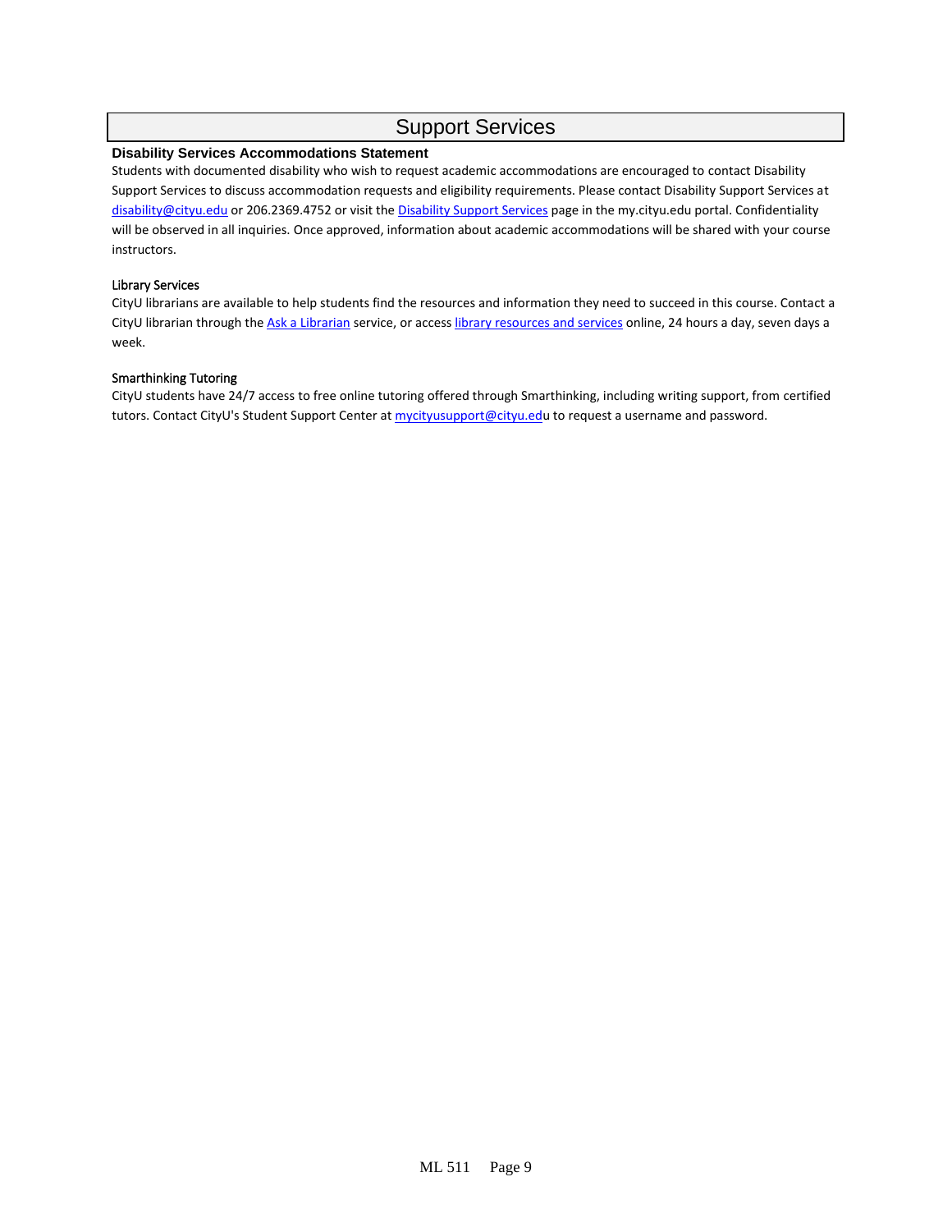# Support Services

### Disability Services Accommodations Statement

Students with documented disability who wish to request academic accommodations are encouraged to contact Disability Support Services to discuss accommodation requests and eligibility requirements. Please contact Disability Support Services at disability@cityu.edu or 206.2369.4752 or visit the Disability Support Services page in the my.cityu.edu portal. Confidentiality will be observed in all inquiries. Once approved, information about academic accommodations will be shared with your course instructors.

### Library Services

CityU librarians are available to help students find the resources and information they need to succeed in this course. Contact a CityU librarian through the Ask a Librarian service, or access library resources and services online, 24 hours a day, seven days a week.

### Smarthinking Tutoring

CityU students have 24/7 access to free online tutoring offered through Smarthinking, including writing support, from certified tutors. Contact CityU's Student Support Center at mycityusupport@cityu.edu to request a username and password.